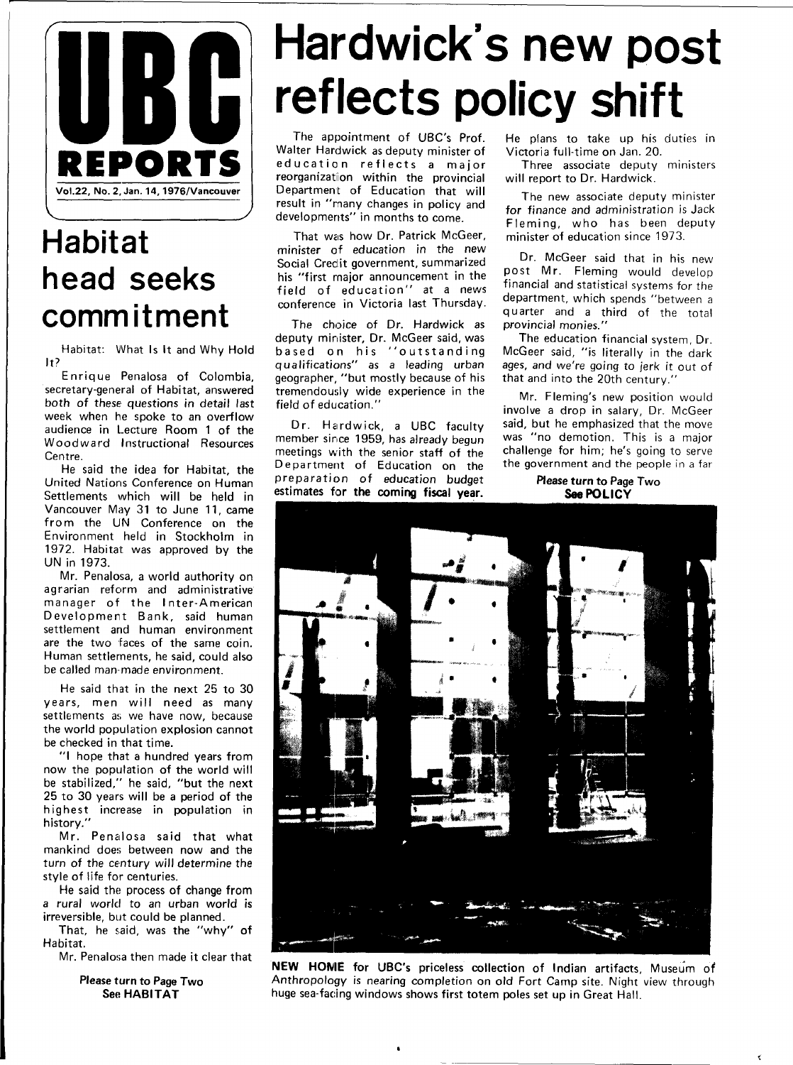# UBC REPORTS

Vol.22, No. 2, Jan. 14, 1976/Vancouver

# Hardwick's new post reflects policy shift

The appointment of UBC's Prof. Walter Hardwick as deputy minister of education reflects a major reorganization within the provincial Department of Education that will result in "many changes in policy and developments" in months to come.

That was how Dr. Patrick McGeer, minister of education in the new Social Credit government, summarized his "first major announcement in the field of education" at a news conference in Victoria last Thursday.

The choice of Dr. Hardwick as deputy minister, Dr. McGeer said, was based on his "outstanding qualifications" as a leading urban geographer, "but mostly because of his tremendously wide experience in the field of education."

Dr. Hardwick, a UBC faculty member since 1959, has already begun meetings with the senior staff of the Department of Education on the preparation of education budget estimates for the coming fiscal year. He plans to take up his duties in Victoria full-time on Jan. 20.

Three associate deputy ministers will report to Dr. Hardwick.

The new associate deputy minister for finance and administration is Jack Fleming, who has been deputy minister of education since 1973.

Dr. McGeer said that in his new post Mr. Fleming would develop financial and statistical systems for the department, which spends "between a quarter and a third of the total provincial monies."

The education financial system, Dr. McGeer said, "is literally in the dark ages, and we're going to jerk it out of that and into the 20th century."

Mr. Fleming's new position would involve a drop in salary, Dr. McGeer said, but he emphasized that the move was "no demotion. This is a major challenge for him; he's going to serve the government and the people in a far

**Please turn to Page Two**
**See POLICY**

**NEW HOME** for UBC's priceless collection of Indian artifacts, Museum of Anthropology is nearing completion on old Fort Camp site. Night view through huge sea-facing windows shows first totem poles set up in Great Hall.

# Habitat head seeks commitment

Habitat: What Is It and Why Hold It?

Enrique Penalosa of Colombia, secretary-general of Habitat, answered both of these questions in detail last week when he spoke to an overflow audience in Lecture Room 1 of the Woodward Instructional Resources Centre.

He said the idea for Habitat, the United Nations Conference on Human Settlements which will be held in Vancouver May 31 to June 11, came from the UN Conference on the Environment held in Stockholm in 1972. Habitat was approved by the UN in 1973.

Mr. Penalosa, a world authority on agrarian reform and administrative manager of the Inter-American Development Bank, said human settlement and human environment are the two faces of the same coin. Human settlements, he said, could also be called man-made environment.

He said that in the next 25 to 30 years, men will need as many settlements as we have now, because the world population explosion cannot be checked in that time.

"I hope that a hundred years from now the population of the world will be stabilized," he said, "but the next 25 to 30 years will be a period of the highest increase in population in history."

Mr. Penalosa said that what mankind does between now and the turn of the century will determine the style of life for centuries.

He said the process of change from a rural world to an urban world is irreversible, but could be planned.

That, he said, was the "why" of Habitat.

Mr. Penalosa then made it clear that

**Please turn to Page Two**
**See HABITAT**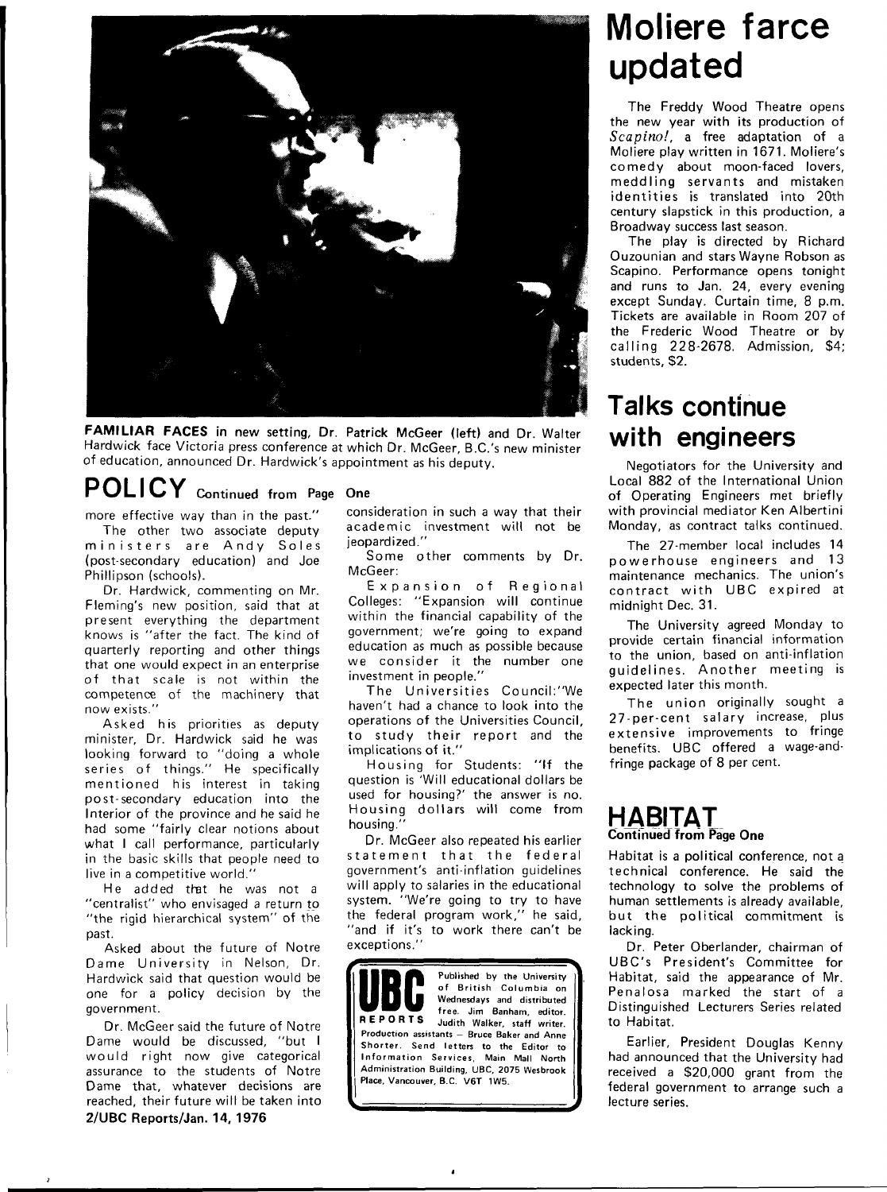**FAMILIAR FACES** in new setting, Dr. Patrick McGeer (left) and Dr. Walter Hardwick face Victoria press conference at which Dr. McGeer, B.C.'s new minister of education, announced Dr. Hardwick's appointment as his deputy.

## POLICY Continued from Page One

more effective way than in the past."

The other two associate deputy ministers are Andy Soles (post-secondary education) and Joe Phillipson (schools).

Dr. Hardwick, commenting on Mr. Fleming's new position, said that at present everything the department knows is "after the fact. The kind of quarterly reporting and other things that one would expect in an enterprise of that scale is not within the competence of the machinery that now exists."

Asked his priorities as deputy minister, Dr. Hardwick said he was looking forward to "doing a whole series of things." He specifically mentioned his interest in taking post-secondary education into the Interior of the province and he said he had some "fairly clear notions about what I call performance, particularly in the basic skills that people need to live in a competitive world."

He added that he was not a "centralist" who envisaged a return to "the rigid hierarchical system" of the past.

Asked about the future of Notre Dame University in Nelson, Dr. Hardwick said that question would be one for a policy decision by the government.

Dr. McGeer said the future of Notre Dame would be discussed, "but I would right now give categorical assurance to the students of Notre Dame that, whatever decisions are reached, their future will be taken into consideration in such a way that their academic investment will not be jeopardized."

Some other comments by Dr. McGeer:

Expansion of Regional Colleges: "Expansion will continue within the financial capability of the government; we're going to expand education as much as possible because we consider it the number one investment in people."

The Universities Council:"We haven't had a chance to look into the operations of the Universities Council, to study their report and the implications of it."

Housing for Students: "If the question is 'Will educational dollars be used for housing?' the answer is no. Housing dollars will come from housing."

Dr. McGeer also repeated his earlier statement that the federal government's anti-inflation guidelines will apply to salaries in the educational system. "We're going to try to have the federal program work," he said, "and if it's to work there can't be exceptions."

**UBC REPORTS** Published by the University of British Columbia on Wednesdays and distributed free. Jim Banham, editor. Judith Walker, staff writer. Production assistants – Bruce Baker and Anne Shorter. Send letters to the Editor to Information Services, Main Mall North Administration Building, UBC, 2075 Wesbrook Place, Vancouver, B.C. V6T 1W5.

# Moliere farce updated

The Freddy Wood Theatre opens the new year with its production of *Scapino!*, a free adaptation of a Moliere play written in 1671. Moliere's comedy about moon-faced lovers, meddling servants and mistaken identities is translated into 20th century slapstick in this production, a Broadway success last season.

The play is directed by Richard Ouzounian and stars Wayne Robson as Scapino. Performance opens tonight and runs to Jan. 24, every evening except Sunday. Curtain time, 8 p.m. Tickets are available in Room 207 of the Frederic Wood Theatre or by calling 228-2678. Admission, $4; students, $2.

# Talks continue with engineers

Negotiators for the University and Local 882 of the International Union of Operating Engineers met briefly with provincial mediator Ken Albertini Monday, as contract talks continued.

The 27-member local includes 14 powerhouse engineers and 13 maintenance mechanics. The union's contract with UBC expired at midnight Dec. 31.

The University agreed Monday to provide certain financial information to the union, based on anti-inflation guidelines. Another meeting is expected later this month.

The union originally sought a 27-per-cent salary increase, plus extensive improvements to fringe benefits. UBC offered a wage-and-fringe package of 8 per cent.

## HABITAT
**Continued from Page One**

Habitat is a political conference, not a technical conference. He said the technology to solve the problems of human settlements is already available, but the political commitment is lacking.

Dr. Peter Oberlander, chairman of UBC's President's Committee for Habitat, said the appearance of Mr. Penalosa marked the start of a Distinguished Lecturers Series related to Habitat.

Earlier, President Douglas Kenny had announced that the University had received a $20,000 grant from the federal government to arrange such a lecture series.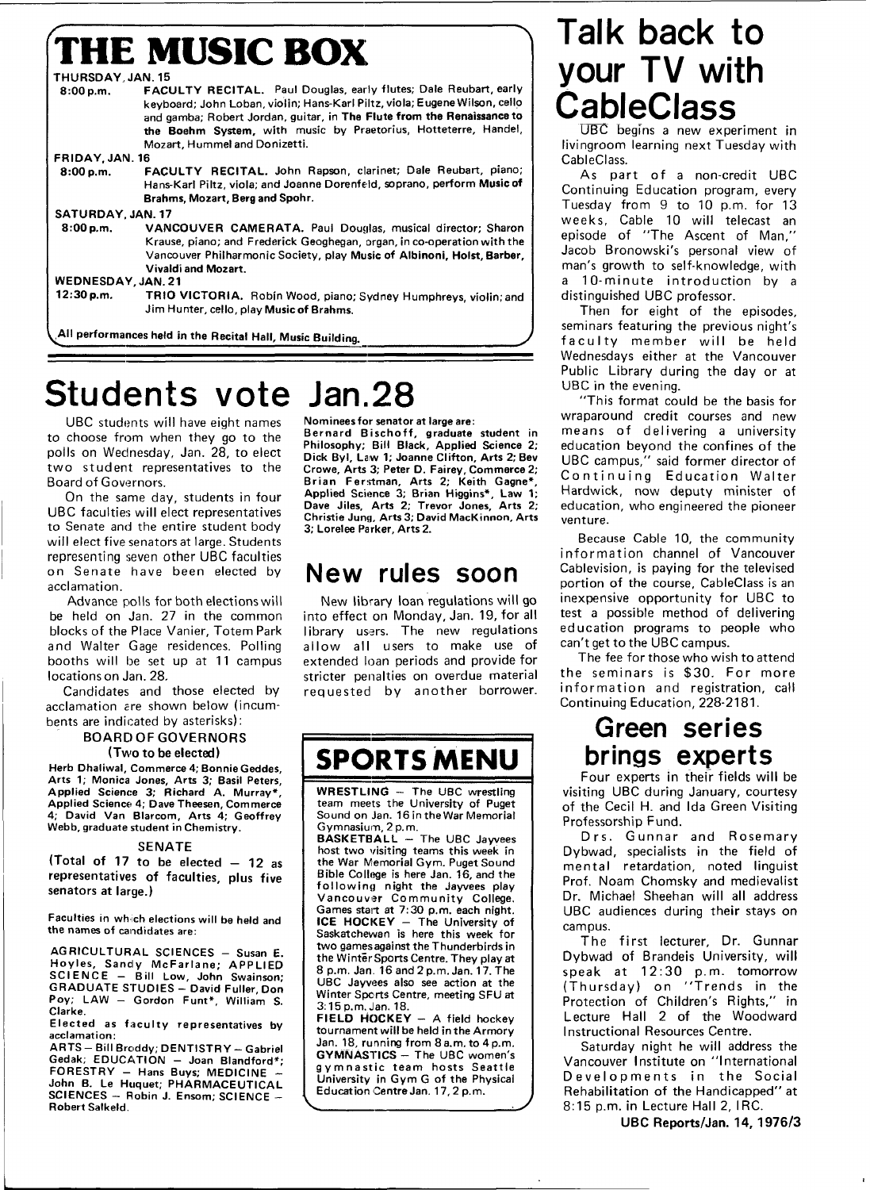# THE MUSIC BOX

**THURSDAY, JAN. 15**

**8:00 p.m.** **FACULTY RECITAL.** Paul Douglas, early flutes; Dale Reubart, early keyboard; John Loban, violin; Hans-Karl Piltz, viola; Eugene Wilson, cello and gamba; Robert Jordan, guitar, in **The Flute from the Renaissance to the Boehm System,** with music by Praetorius, Hotteterre, Handel, Mozart, Hummel and Donizetti.

**FRIDAY, JAN. 16**

**8:00 p.m.** **FACULTY RECITAL.** John Rapson, clarinet; Dale Reubart, piano; Hans-Karl Piltz, viola; and Joanne Dorenfeld, soprano, perform **Music of Brahms, Mozart, Berg and Spohr.**

**SATURDAY, JAN. 17**

**8:00 p.m.** **VANCOUVER CAMERATA.** Paul Douglas, musical director; Sharon Krause, piano; and Frederick Geoghegan, organ, in co-operation with the Vancouver Philharmonic Society, play **Music of Albinoni, Holst, Barber, Vivaldi and Mozart.**

**WEDNESDAY, JAN. 21**

**12:30 p.m.** **TRIO VICTORIA.** Robin Wood, piano; Sydney Humphreys, violin; and Jim Hunter, cello, play **Music of Brahms.**

**All performances held in the Recital Hall, Music Building.**

# Students vote Jan.28

UBC students will have eight names to choose from when they go to the polls on Wednesday, Jan. 28, to elect two student representatives to the Board of Governors.

On the same day, students in four UBC faculties will elect representatives to Senate and the entire student body will elect five senators at large. Students representing seven other UBC faculties on Senate have been elected by acclamation.

Advance polls for both elections will be held on Jan. 27 in the common blocks of the Place Vanier, Totem Park and Walter Gage residences. Polling booths will be set up at 11 campus locations on Jan. 28.

Candidates and those elected by acclamation are shown below (incumbents are indicated by asterisks):

**BOARD OF GOVERNORS**
**(Two to be elected)**

**Herb Dhaliwal, Commerce 4; Bonnie Geddes, Arts 1; Monica Jones, Arts 3; Basil Peters, Applied Science 3; Richard A. Murray*, Applied Science 4; Dave Theesen, Commerce 4; David Van Blarcom, Arts 4; Geoffrey Webb, graduate student in Chemistry.**

**SENATE**

**(Total of 17 to be elected — 12 as representatives of faculties, plus five senators at large.)**

**Faculties in which elections will be held and the names of candidates are:**

**AGRICULTURAL SCIENCES — Susan E. Hoyles, Sandy McFarlane; APPLIED SCIENCE — Bill Low, John Swainson; GRADUATE STUDIES — David Fuller, Don Poy; LAW — Gordon Funt*, William S. Clarke.**

**Elected as faculty representatives by acclamation:**

**ARTS — Bill Broddy; DENTISTRY — Gabriel Gedak; EDUCATION — Joan Blandford*; FORESTRY — Hans Buys; MEDICINE — John B. Le Huquet; PHARMACEUTICAL SCIENCES — Robin J. Ensom; SCIENCE — Robert Salkeld.**

**Nominees for senator at large are:**

**Bernard Bischoff, graduate student in Philosophy; Bill Black, Applied Science 2; Dick Byl, Law 1; Joanne Clifton, Arts 2; Bev Crowe, Arts 3; Peter D. Fairey, Commerce 2; Brian Ferstman, Arts 2; Keith Gagne*, Applied Science 3; Brian Higgins*, Law 1; Dave Jiles, Arts 2; Trevor Jones, Arts 2; Christie Jung, Arts 3; David MacKinnon, Arts 3; Lorelee Parker, Arts 2.**

# New rules soon

New library loan regulations will go into effect on Monday, Jan. 19, for all library users. The new regulations allow all users to make use of extended loan periods and provide for stricter penalties on overdue material requested by another borrower.

# SPORTS MENU

**WRESTLING** — The UBC wrestling team meets the University of Puget Sound on Jan. 16 in the War Memorial Gymnasium, 2 p.m.

**BASKETBALL** — The UBC Jayvees host two visiting teams this week in the War Memorial Gym. Puget Sound Bible College is here Jan. 16, and the following night the Jayvees play Vancouver Community College. Games start at 7:30 p.m. each night.

**ICE HOCKEY** — The University of Saskatchewan is here this week for two games against the Thunderbirds in the Winter Sports Centre. They play at 8 p.m. Jan. 16 and 2 p.m. Jan. 17. The UBC Jayvees also see action at the Winter Sports Centre, meeting SFU at 3:15 p.m. Jan. 18.

**FIELD HOCKEY** — A field hockey tournament will be held in the Armory Jan. 18, running from 8 a.m. to 4 p.m.

**GYMNASTICS** — The UBC women's gymnastic team hosts Seattle University in Gym G of the Physical Education Centre Jan. 17, 2 p.m.

# Talk back to your TV with CableClass

UBC begins a new experiment in livingroom learning next Tuesday with CableClass.

As part of a non-credit UBC Continuing Education program, every Tuesday from 9 to 10 p.m. for 13 weeks, Cable 10 will telecast an episode of "The Ascent of Man," Jacob Bronowski's personal view of man's growth to self-knowledge, with a 10-minute introduction by a distinguished UBC professor.

Then for eight of the episodes, seminars featuring the previous night's faculty member will be held Wednesdays either at the Vancouver Public Library during the day or at UBC in the evening.

"This format could be the basis for wraparound credit courses and new means of delivering a university education beyond the confines of the UBC campus," said former director of Continuing Education Walter Hardwick, now deputy minister of education, who engineered the pioneer venture.

Because Cable 10, the community information channel of Vancouver Cablevision, is paying for the televised portion of the course, CableClass is an inexpensive opportunity for UBC to test a possible method of delivering education programs to people who can't get to the UBC campus.

The fee for those who wish to attend the seminars is $30. For more information and registration, call Continuing Education, 228-2181.

# Green series brings experts

Four experts in their fields will be visiting UBC during January, courtesy of the Cecil H. and Ida Green Visiting Professorship Fund.

Drs. Gunnar and Rosemary Dybwad, specialists in the field of mental retardation, noted linguist Prof. Noam Chomsky and medievalist Dr. Michael Sheehan will all address UBC audiences during their stays on campus.

The first lecturer, Dr. Gunnar Dybwad of Brandeis University, will speak at 12:30 p.m. tomorrow (Thursday) on "Trends in the Protection of Children's Rights," in Lecture Hall 2 of the Woodward Instructional Resources Centre.

Saturday night he will address the Vancouver Institute on "International Developments in the Social Rehabilitation of the Handicapped" at 8:15 p.m. in Lecture Hall 2, IRC.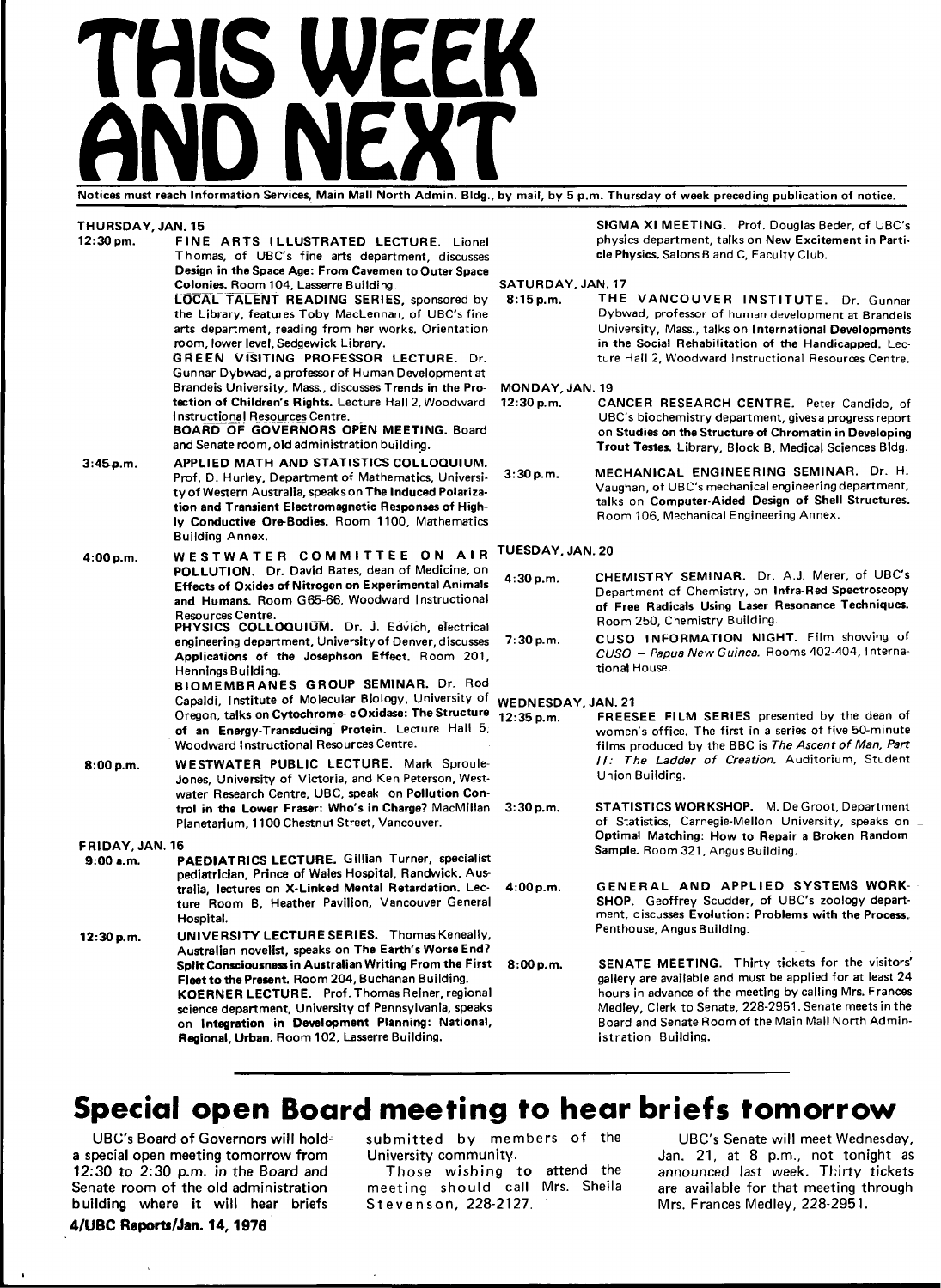# THIS WEEK AND NEXT

**Notices must reach Information Services, Main Mall North Admin. Bldg., by mail, by 5 p.m. Thursday of week preceding publication of notice.**

### THURSDAY, JAN. 15

**12:30 pm.** **FINE ARTS ILLUSTRATED LECTURE.** Lionel Thomas, of UBC's fine arts department, discusses **Design in the Space Age: From Cavemen to Outer Space Colonies.** Room 104, Lasserre Building.

**LOCAL TALENT READING SERIES**, sponsored by the Library, features Toby MacLennan, of UBC's fine arts department, reading from her works. Orientation room, lower level, Sedgewick Library.

**GREEN VISITING PROFESSOR LECTURE.** Dr. Gunnar Dybwad, a professor of Human Development at Brandeis University, Mass., discusses **Trends in the Protection of Children's Rights.** Lecture Hall 2, Woodward Instructional Resources Centre.

**BOARD OF GOVERNORS OPEN MEETING.** Board and Senate room, old administration building.

**3:45 p.m.** **APPLIED MATH AND STATISTICS COLLOQUIUM.** Prof. D. Hurley, Department of Mathematics, University of Western Australia, speaks on **The Induced Polarization and Transient Electromagnetic Responses of Highly Conductive Ore-Bodies.** Room 1100, Mathematics Building Annex.

**4:00 p.m.** **WESTWATER COMMITTEE ON AIR POLLUTION.** Dr. David Bates, dean of Medicine, on **Effects of Oxides of Nitrogen on Experimental Animals and Humans.** Room G65-66, Woodward Instructional Resources Centre.

**PHYSICS COLLOQUIUM.** Dr. J. Edvich, electrical engineering department, University of Denver, discusses **Applications of the Josephson Effect.** Room 201, Hennings Building.

**BIOMEMBRANES GROUP SEMINAR.** Dr. Rod Capaldi, Institute of Molecular Biology, University of Oregon, talks on **Cytochrome- c Oxidase: The Structure of an Energy-Transducing Protein.** Lecture Hall 5, Woodward Instructional Resources Centre.

**8:00 p.m.** **WESTWATER PUBLIC LECTURE.** Mark Sproule-Jones, University of Victoria, and Ken Peterson, Westwater Research Centre, UBC, speak on **Pollution Control in the Lower Fraser: Who's in Charge?** MacMillan Planetarium, 1100 Chestnut Street, Vancouver.

### FRIDAY, JAN. 16

**9:00 a.m.** **PAEDIATRICS LECTURE.** Gillian Turner, specialist pediatrician, Prince of Wales Hospital, Randwick, Australia, lectures on **X-Linked Mental Retardation.** Lecture Room B, Heather Pavilion, Vancouver General Hospital.

**12:30 p.m.** **UNIVERSITY LECTURE SERIES.** Thomas Keneally, Australian novelist, speaks on **The Earth's Worse End? Split Consciousness in Australian Writing From the First Fleet to the Present.** Room 204, Buchanan Building.

**KOERNER LECTURE.** Prof. Thomas Reiner, regional science department, University of Pennsylvania, speaks on **Integration in Development Planning: National, Regional, Urban.** Room 102, Lasserre Building.

**SIGMA XI MEETING.** Prof. Douglas Beder, of UBC's physics department, talks on **New Excitement in Particle Physics.** Salons B and C, Faculty Club.

### SATURDAY, JAN. 17

**8:15 p.m.** **THE VANCOUVER INSTITUTE.** Dr. Gunnar Dybwad, professor of human development at Brandeis University, Mass., talks on **International Developments in the Social Rehabilitation of the Handicapped.** Lecture Hall 2, Woodward Instructional Resources Centre.

### MONDAY, JAN. 19

**12:30 p.m.** **CANCER RESEARCH CENTRE.** Peter Candido, of UBC's biochemistry department, gives a progress report on **Studies on the Structure of Chromatin in Developing Trout Testes.** Library, Block B, Medical Sciences Bldg.

**3:30 p.m.** **MECHANICAL ENGINEERING SEMINAR.** Dr. H. Vaughan, of UBC's mechanical engineering department, talks on **Computer-Aided Design of Shell Structures.** Room 106, Mechanical Engineering Annex.

### TUESDAY, JAN. 20

**4:30 p.m.** **CHEMISTRY SEMINAR.** Dr. A.J. Merer, of UBC's Department of Chemistry, on **Infra-Red Spectroscopy of Free Radicals Using Laser Resonance Techniques.** Room 250, Chemistry Building.

**7:30 p.m.** **CUSO INFORMATION NIGHT.** Film showing of *CUSO – Papua New Guinea.* Rooms 402-404, International House.

### WEDNESDAY, JAN. 21

**12:35 p.m.** **FREESEE FILM SERIES** presented by the dean of women's office. The first in a series of five 50-minute films produced by the BBC is *The Ascent of Man, Part II: The Ladder of Creation.* Auditorium, Student Union Building.

**3:30 p.m.** **STATISTICS WORKSHOP.** M. De Groot, Department of Statistics, Carnegie-Mellon University, speaks on **Optimal Matching: How to Repair a Broken Random Sample.** Room 321, Angus Building.

**4:00 p.m.** **GENERAL AND APPLIED SYSTEMS WORKSHOP.** Geoffrey Scudder, of UBC's zoology department, discusses **Evolution: Problems with the Process.** Penthouse, Angus Building.

**8:00 p.m.** **SENATE MEETING.** Thirty tickets for the visitors' gallery are available and must be applied for at least 24 hours in advance of the meeting by calling Mrs. Frances Medley, Clerk to Senate, 228-2951. Senate meets in the Board and Senate Room of the Main Mall North Administration Building.

## Special open Board meeting to hear briefs tomorrow

UBC's Board of Governors will hold a special open meeting tomorrow from 12:30 to 2:30 p.m. in the Board and Senate room of the old administration building where it will hear briefs submitted by members of the University community.

Those wishing to attend the meeting should call Mrs. Sheila Stevenson, 228-2127.

UBC's Senate will meet Wednesday, Jan. 21, at 8 p.m., not tonight as announced last week. Thirty tickets are available for that meeting through Mrs. Frances Medley, 228-2951.